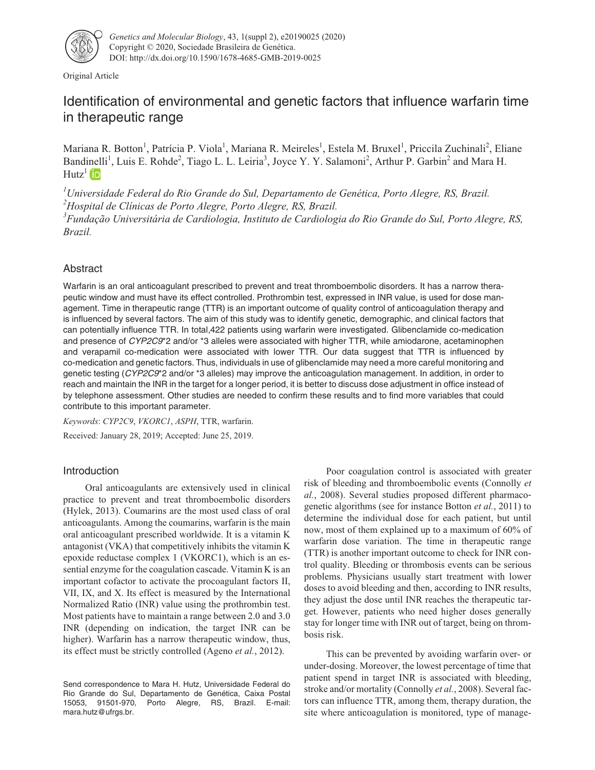Original Article

# Identification of environmental and genetic factors that influence warfarin time in therapeutic range

Mariana R. Botton[1], Patrícia P. Viola[1], Mariana R. Meireles[1], Estela M. Bruxel[1], Priccila Zuchinali[2], Eliane Bandinelli[1], Luis E. Rohde[2], Tiago L. L. Leiria[3], Joyce Y. Y. Salamoni[2], Arthur P. Garbin[2] and Mara H. Hutz[1]

[1]Universidade Federal do Rio Grande do Sul, Departamento de Genética, Porto Alegre, RS, Brazil.
[2]Hospital de Clínicas de Porto Alegre, Porto Alegre, RS, Brazil.
[3]Fundação Universitária de Cardiologia, Instituto de Cardiologia do Rio Grande do Sul, Porto Alegre, RS, Brazil.

## Abstract

Warfarin is an oral anticoagulant prescribed to prevent and treat thromboembolic disorders. It has a narrow therapeutic window and must have its effect controlled. Prothrombin test, expressed in INR value, is used for dose management. Time in therapeutic range (TTR) is an important outcome of quality control of anticoagulation therapy and is influenced by several factors. The aim of this study was to identify genetic, demographic, and clinical factors that can potentially influence TTR. In total,422 patients using warfarin were investigated. Glibenclamide co-medication and presence of *CYP2C9*\*2 and/or \*3 alleles were associated with higher TTR, while amiodarone, acetaminophen and verapamil co-medication were associated with lower TTR. Our data suggest that TTR is influenced by co-medication and genetic factors. Thus, individuals in use of glibenclamide may need a more careful monitoring and genetic testing (*CYP2C9*\*2 and/or \*3 alleles) may improve the anticoagulation management. In addition, in order to reach and maintain the INR in the target for a longer period, it is better to discuss dose adjustment in office instead of by telephone assessment. Other studies are needed to confirm these results and to find more variables that could contribute to this important parameter.

*Keywords*: *CYP2C9*, *VKORC1*, *ASPH*, TTR, warfarin.

Received: January 28, 2019; Accepted: June 25, 2019.

## Introduction

Oral anticoagulants are extensively used in clinical practice to prevent and treat thromboembolic disorders (Hylek, 2013). Coumarins are the most used class of oral anticoagulants. Among the coumarins, warfarin is the main oral anticoagulant prescribed worldwide. It is a vitamin K antagonist (VKA) that competitively inhibits the vitamin K epoxide reductase complex 1 (VKORC1), which is an essential enzyme for the coagulation cascade. Vitamin K is an important cofactor to activate the procoagulant factors II, VII, IX, and X. Its effect is measured by the International Normalized Ratio (INR) value using the prothrombin test. Most patients have to maintain a range between 2.0 and 3.0 INR (depending on indication, the target INR can be higher). Warfarin has a narrow therapeutic window, thus, its effect must be strictly controlled (Ageno *et al.*, 2012).

Poor coagulation control is associated with greater risk of bleeding and thromboembolic events (Connolly *et al.*, 2008). Several studies proposed different pharmacogenetic algorithms (see for instance Botton *et al.*, 2011) to determine the individual dose for each patient, but until now, most of them explained up to a maximum of 60% of warfarin dose variation. The time in therapeutic range (TTR) is another important outcome to check for INR control quality. Bleeding or thrombosis events can be serious problems. Physicians usually start treatment with lower doses to avoid bleeding and then, according to INR results, they adjust the dose until INR reaches the therapeutic target. However, patients who need higher doses generally stay for longer time with INR out of target, being on thrombosis risk.

This can be prevented by avoiding warfarin over- or under-dosing. Moreover, the lowest percentage of time that patient spend in target INR is associated with bleeding, stroke and/or mortality (Connolly *et al.*, 2008). Several factors can influence TTR, among them, therapy duration, the site where anticoagulation is monitored, type of manage-

Send correspondence to Mara H. Hutz, Universidade Federal do Rio Grande do Sul, Departamento de Genética, Caixa Postal 15053, 91501-970, Porto Alegre, RS, Brazil. E-mail: mara.hutz@ufrgs.br.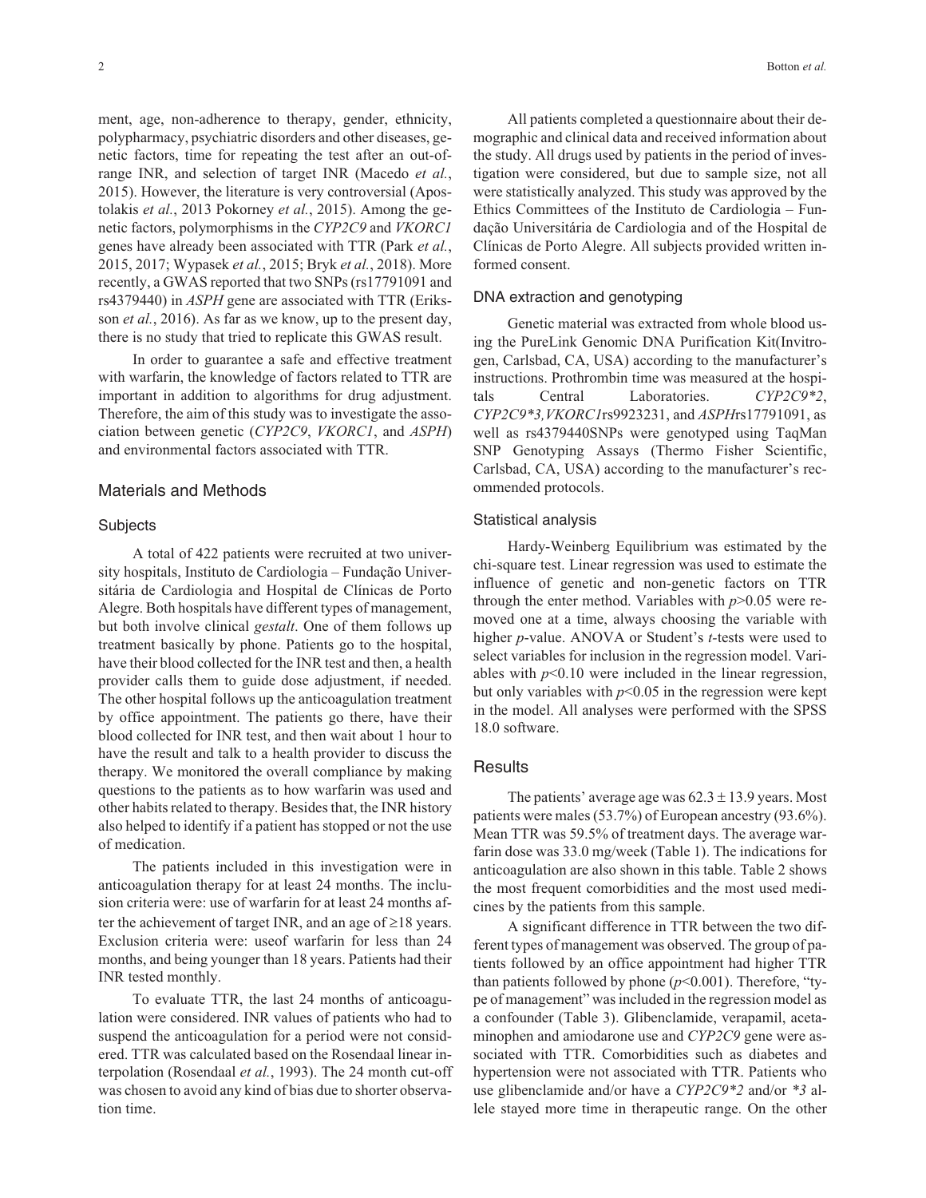ment, age, non-adherence to therapy, gender, ethnicity, polypharmacy, psychiatric disorders and other diseases, genetic factors, time for repeating the test after an out-of-range INR, and selection of target INR (Macedo *et al.*, 2015). However, the literature is very controversial (Apostolakis *et al.*, 2013 Pokorney *et al.*, 2015). Among the genetic factors, polymorphisms in the *CYP2C9* and *VKORC1* genes have already been associated with TTR (Park *et al.*, 2015, 2017; Wypasek *et al.*, 2015; Bryk *et al.*, 2018). More recently, a GWAS reported that two SNPs (rs17791091 and rs4379440) in *ASPH* gene are associated with TTR (Eriksson *et al.*, 2016). As far as we know, up to the present day, there is no study that tried to replicate this GWAS result.

In order to guarantee a safe and effective treatment with warfarin, the knowledge of factors related to TTR are important in addition to algorithms for drug adjustment. Therefore, the aim of this study was to investigate the association between genetic (*CYP2C9*, *VKORC1*, and *ASPH*) and environmental factors associated with TTR.

## Materials and Methods

### Subjects

A total of 422 patients were recruited at two university hospitals, Instituto de Cardiologia – Fundação Universitária de Cardiologia and Hospital de Clínicas de Porto Alegre. Both hospitals have different types of management, but both involve clinical *gestalt*. One of them follows up treatment basically by phone. Patients go to the hospital, have their blood collected for the INR test and then, a health provider calls them to guide dose adjustment, if needed. The other hospital follows up the anticoagulation treatment by office appointment. The patients go there, have their blood collected for INR test, and then wait about 1 hour to have the result and talk to a health provider to discuss the therapy. We monitored the overall compliance by making questions to the patients as to how warfarin was used and other habits related to therapy. Besides that, the INR history also helped to identify if a patient has stopped or not the use of medication.

The patients included in this investigation were in anticoagulation therapy for at least 24 months. The inclusion criteria were: use of warfarin for at least 24 months after the achievement of target INR, and an age of ≥18 years. Exclusion criteria were: useof warfarin for less than 24 months, and being younger than 18 years. Patients had their INR tested monthly.

To evaluate TTR, the last 24 months of anticoagulation were considered. INR values of patients who had to suspend the anticoagulation for a period were not considered. TTR was calculated based on the Rosendaal linear interpolation (Rosendaal *et al.*, 1993). The 24 month cut-off was chosen to avoid any kind of bias due to shorter observation time.

All patients completed a questionnaire about their demographic and clinical data and received information about the study. All drugs used by patients in the period of investigation were considered, but due to sample size, not all were statistically analyzed. This study was approved by the Ethics Committees of the Instituto de Cardiologia – Fundação Universitária de Cardiologia and of the Hospital de Clínicas de Porto Alegre. All subjects provided written informed consent.

### DNA extraction and genotyping

Genetic material was extracted from whole blood using the PureLink Genomic DNA Purification Kit(Invitrogen, Carlsbad, CA, USA) according to the manufacturer's instructions. Prothrombin time was measured at the hospitals Central Laboratories. *CYP2C9\*2*, *CYP2C9\*3,VKORC1*rs9923231, and *ASPH*rs17791091, as well as rs4379440SNPs were genotyped using TaqMan SNP Genotyping Assays (Thermo Fisher Scientific, Carlsbad, CA, USA) according to the manufacturer's recommended protocols.

### Statistical analysis

Hardy-Weinberg Equilibrium was estimated by the chi-square test. Linear regression was used to estimate the influence of genetic and non-genetic factors on TTR through the enter method. Variables with $p$>0.05 were removed one at a time, always choosing the variable with higher $p$-value. ANOVA or Student's $t$-tests were used to select variables for inclusion in the regression model. Variables with $p$<0.10 were included in the linear regression, but only variables with $p$<0.05 in the regression were kept in the model. All analyses were performed with the SPSS 18.0 software.

## Results

The patients' average age was 62.3 ± 13.9 years. Most patients were males (53.7%) of European ancestry (93.6%). Mean TTR was 59.5% of treatment days. The average warfarin dose was 33.0 mg/week (Table 1). The indications for anticoagulation are also shown in this table. Table 2 shows the most frequent comorbidities and the most used medicines by the patients from this sample.

A significant difference in TTR between the two different types of management was observed. The group of patients followed by an office appointment had higher TTR than patients followed by phone ($p$<0.001). Therefore, "type of management" was included in the regression model as a confounder (Table 3). Glibenclamide, verapamil, acetaminophen and amiodarone use and *CYP2C9* gene were associated with TTR. Comorbidities such as diabetes and hypertension were not associated with TTR. Patients who use glibenclamide and/or have a *CYP2C9\*2* and/or *\*3* allele stayed more time in therapeutic range. On the other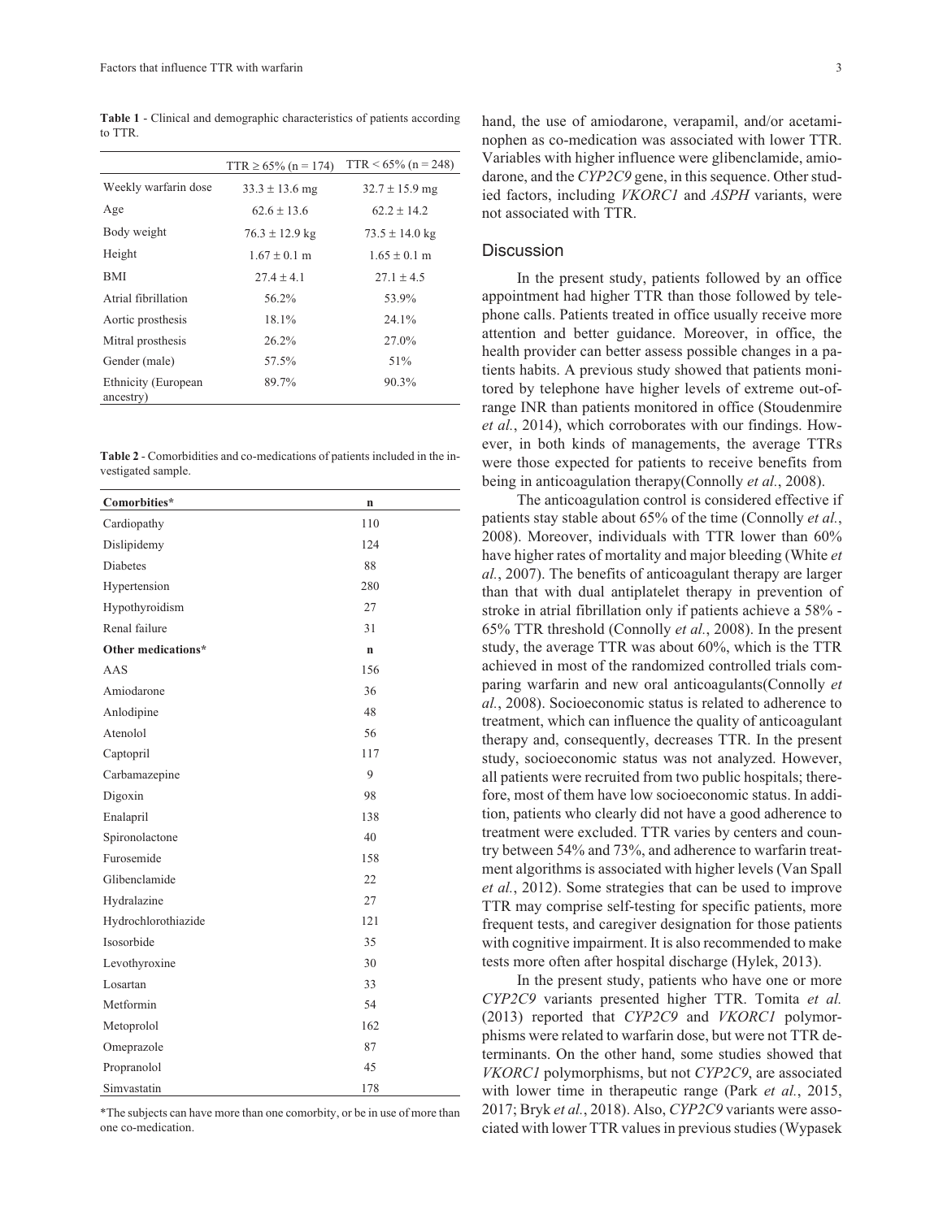**Table 1** - Clinical and demographic characteristics of patients according to TTR.

| | TTR ≥ 65% (n = 174) | TTR < 65% (n = 248) |
|---|---|---|
| Weekly warfarin dose | 33.3 ± 13.6 mg | 32.7 ± 15.9 mg |
| Age | 62.6 ± 13.6 | 62.2 ± 14.2 |
| Body weight | 76.3 ± 12.9 kg | 73.5 ± 14.0 kg |
| Height | 1.67 ± 0.1 m | 1.65 ± 0.1 m |
| BMI | 27.4 ± 4.1 | 27.1 ± 4.5 |
| Atrial fibrillation | 56.2% | 53.9% |
| Aortic prosthesis | 18.1% | 24.1% |
| Mitral prosthesis | 26.2% | 27.0% |
| Gender (male) | 57.5% | 51% |
| Ethnicity (European ancestry) | 89.7% | 90.3% |

**Table 2** - Comorbidities and co-medications of patients included in the investigated sample.

| **Comorbities*** | **n** |
|---|---|
| Cardiopathy | 110 |
| Dislipidemy | 124 |
| Diabetes | 88 |
| Hypertension | 280 |
| Hypothyroidism | 27 |
| Renal failure | 31 |
| **Other medications*** | **n** |
| AAS | 156 |
| Amiodarone | 36 |
| Anlodipine | 48 |
| Atenolol | 56 |
| Captopril | 117 |
| Carbamazepine | 9 |
| Digoxin | 98 |
| Enalapril | 138 |
| Spironolactone | 40 |
| Furosemide | 158 |
| Glibenclamide | 22 |
| Hydralazine | 27 |
| Hydrochlorothiazide | 121 |
| Isosorbide | 35 |
| Levothyroxine | 30 |
| Losartan | 33 |
| Metformin | 54 |
| Metoprolol | 162 |
| Omeprazole | 87 |
| Propranolol | 45 |
| Simvastatin | 178 |

*The subjects can have more than one comorbity, or be in use of more than one co-medication.

hand, the use of amiodarone, verapamil, and/or acetaminophen as co-medication was associated with lower TTR. Variables with higher influence were glibenclamide, amiodarone, and the *CYP2C9* gene, in this sequence. Other studied factors, including *VKORC1* and *ASPH* variants, were not associated with TTR.

## Discussion

In the present study, patients followed by an office appointment had higher TTR than those followed by telephone calls. Patients treated in office usually receive more attention and better guidance. Moreover, in office, the health provider can better assess possible changes in a patients habits. A previous study showed that patients monitored by telephone have higher levels of extreme out-of-range INR than patients monitored in office (Stoudenmire *et al.*, 2014), which corroborates with our findings. However, in both kinds of managements, the average TTRs were those expected for patients to receive benefits from being in anticoagulation therapy(Connolly *et al.*, 2008).

The anticoagulation control is considered effective if patients stay stable about 65% of the time (Connolly *et al.*, 2008). Moreover, individuals with TTR lower than 60% have higher rates of mortality and major bleeding (White *et al.*, 2007). The benefits of anticoagulant therapy are larger than that with dual antiplatelet therapy in prevention of stroke in atrial fibrillation only if patients achieve a 58% - 65% TTR threshold (Connolly *et al.*, 2008). In the present study, the average TTR was about 60%, which is the TTR achieved in most of the randomized controlled trials comparing warfarin and new oral anticoagulants(Connolly *et al.*, 2008). Socioeconomic status is related to adherence to treatment, which can influence the quality of anticoagulant therapy and, consequently, decreases TTR. In the present study, socioeconomic status was not analyzed. However, all patients were recruited from two public hospitals; therefore, most of them have low socioeconomic status. In addition, patients who clearly did not have a good adherence to treatment were excluded. TTR varies by centers and country between 54% and 73%, and adherence to warfarin treatment algorithms is associated with higher levels (Van Spall *et al.*, 2012). Some strategies that can be used to improve TTR may comprise self-testing for specific patients, more frequent tests, and caregiver designation for those patients with cognitive impairment. It is also recommended to make tests more often after hospital discharge (Hylek, 2013).

In the present study, patients who have one or more *CYP2C9* variants presented higher TTR. Tomita *et al.* (2013) reported that *CYP2C9* and *VKORC1* polymorphisms were related to warfarin dose, but were not TTR determinants. On the other hand, some studies showed that *VKORC1* polymorphisms, but not *CYP2C9*, are associated with lower time in therapeutic range (Park *et al.*, 2015, 2017; Bryk *et al.*, 2018). Also, *CYP2C9* variants were associated with lower TTR values in previous studies (Wypasek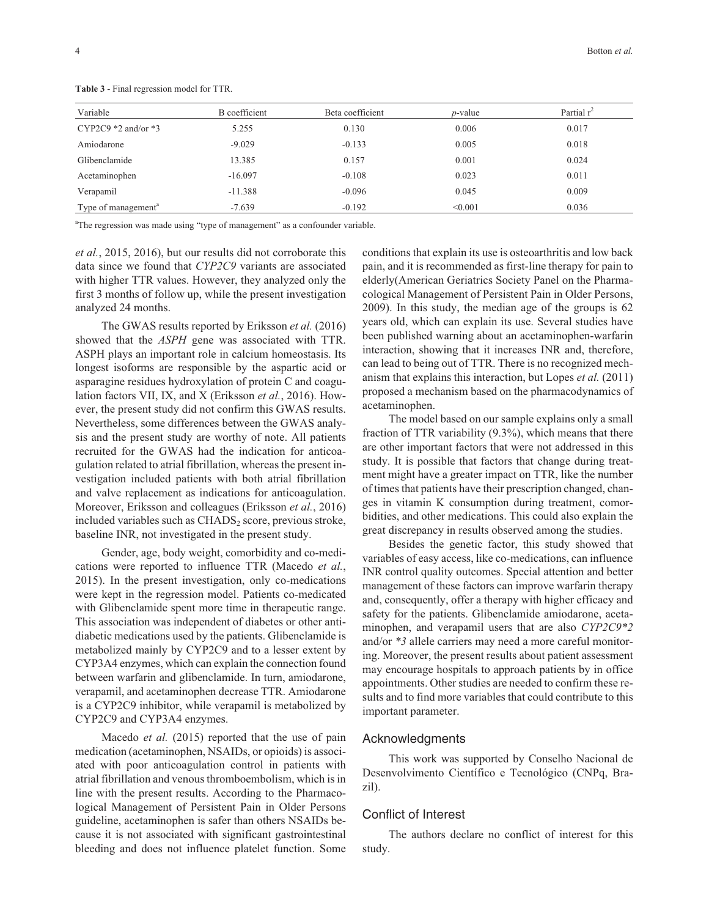**Table 3** - Final regression model for TTR.

| Variable | B coefficient | Beta coefficient | $p$-value | Partial $r^2$ |
|---|---|---|---|---|
| CYP2C9 *2 and/or *3 | 5.255 | 0.130 | 0.006 | 0.017 |
| Amiodarone | -9.029 | -0.133 | 0.005 | 0.018 |
| Glibenclamide | 13.385 | 0.157 | 0.001 | 0.024 |
| Acetaminophen | -16.097 | -0.108 | 0.023 | 0.011 |
| Verapamil | -11.388 | -0.096 | 0.045 | 0.009 |
| Type of management[a] | -7.639 | -0.192 | <0.001 | 0.036 |

[a]The regression was made using "type of management" as a confounder variable.

*et al.*, 2015, 2016), but our results did not corroborate this data since we found that *CYP2C9* variants are associated with higher TTR values. However, they analyzed only the first 3 months of follow up, while the present investigation analyzed 24 months.

The GWAS results reported by Eriksson *et al.* (2016) showed that the *ASPH* gene was associated with TTR. ASPH plays an important role in calcium homeostasis. Its longest isoforms are responsible by the aspartic acid or asparagine residues hydroxylation of protein C and coagulation factors VII, IX, and X (Eriksson *et al.*, 2016). However, the present study did not confirm this GWAS results. Nevertheless, some differences between the GWAS analysis and the present study are worthy of note. All patients recruited for the GWAS had the indication for anticoagulation related to atrial fibrillation, whereas the present investigation included patients with both atrial fibrillation and valve replacement as indications for anticoagulation. Moreover, Eriksson and colleagues (Eriksson *et al.*, 2016) included variables such as $CHADS_2$ score, previous stroke, baseline INR, not investigated in the present study.

Gender, age, body weight, comorbidity and co-medications were reported to influence TTR (Macedo *et al.*, 2015). In the present investigation, only co-medications were kept in the regression model. Patients co-medicated with Glibenclamide spent more time in therapeutic range. This association was independent of diabetes or other antidiabetic medications used by the patients. Glibenclamide is metabolized mainly by CYP2C9 and to a lesser extent by CYP3A4 enzymes, which can explain the connection found between warfarin and glibenclamide. In turn, amiodarone, verapamil, and acetaminophen decrease TTR. Amiodarone is a CYP2C9 inhibitor, while verapamil is metabolized by CYP2C9 and CYP3A4 enzymes.

Macedo *et al.* (2015) reported that the use of pain medication (acetaminophen, NSAIDs, or opioids) is associated with poor anticoagulation control in patients with atrial fibrillation and venous thromboembolism, which is in line with the present results. According to the Pharmacological Management of Persistent Pain in Older Persons guideline, acetaminophen is safer than others NSAIDs because it is not associated with significant gastrointestinal bleeding and does not influence platelet function. Some conditions that explain its use is osteoarthritis and low back pain, and it is recommended as first-line therapy for pain to elderly(American Geriatrics Society Panel on the Pharmacological Management of Persistent Pain in Older Persons, 2009). In this study, the median age of the groups is 62 years old, which can explain its use. Several studies have been published warning about an acetaminophen-warfarin interaction, showing that it increases INR and, therefore, can lead to being out of TTR. There is no recognized mechanism that explains this interaction, but Lopes *et al.* (2011) proposed a mechanism based on the pharmacodynamics of acetaminophen.

The model based on our sample explains only a small fraction of TTR variability (9.3%), which means that there are other important factors that were not addressed in this study. It is possible that factors that change during treatment might have a greater impact on TTR, like the number of times that patients have their prescription changed, changes in vitamin K consumption during treatment, comorbidities, and other medications. This could also explain the great discrepancy in results observed among the studies.

Besides the genetic factor, this study showed that variables of easy access, like co-medications, can influence INR control quality outcomes. Special attention and better management of these factors can improve warfarin therapy and, consequently, offer a therapy with higher efficacy and safety for the patients. Glibenclamide amiodarone, acetaminophen, and verapamil users that are also *CYP2C9*2* and/or **3* allele carriers may need a more careful monitoring. Moreover, the present results about patient assessment may encourage hospitals to approach patients by in office appointments. Other studies are needed to confirm these results and to find more variables that could contribute to this important parameter.

## Acknowledgments

This work was supported by Conselho Nacional de Desenvolvimento Científico e Tecnológico (CNPq, Brazil).

## Conflict of Interest

The authors declare no conflict of interest for this study.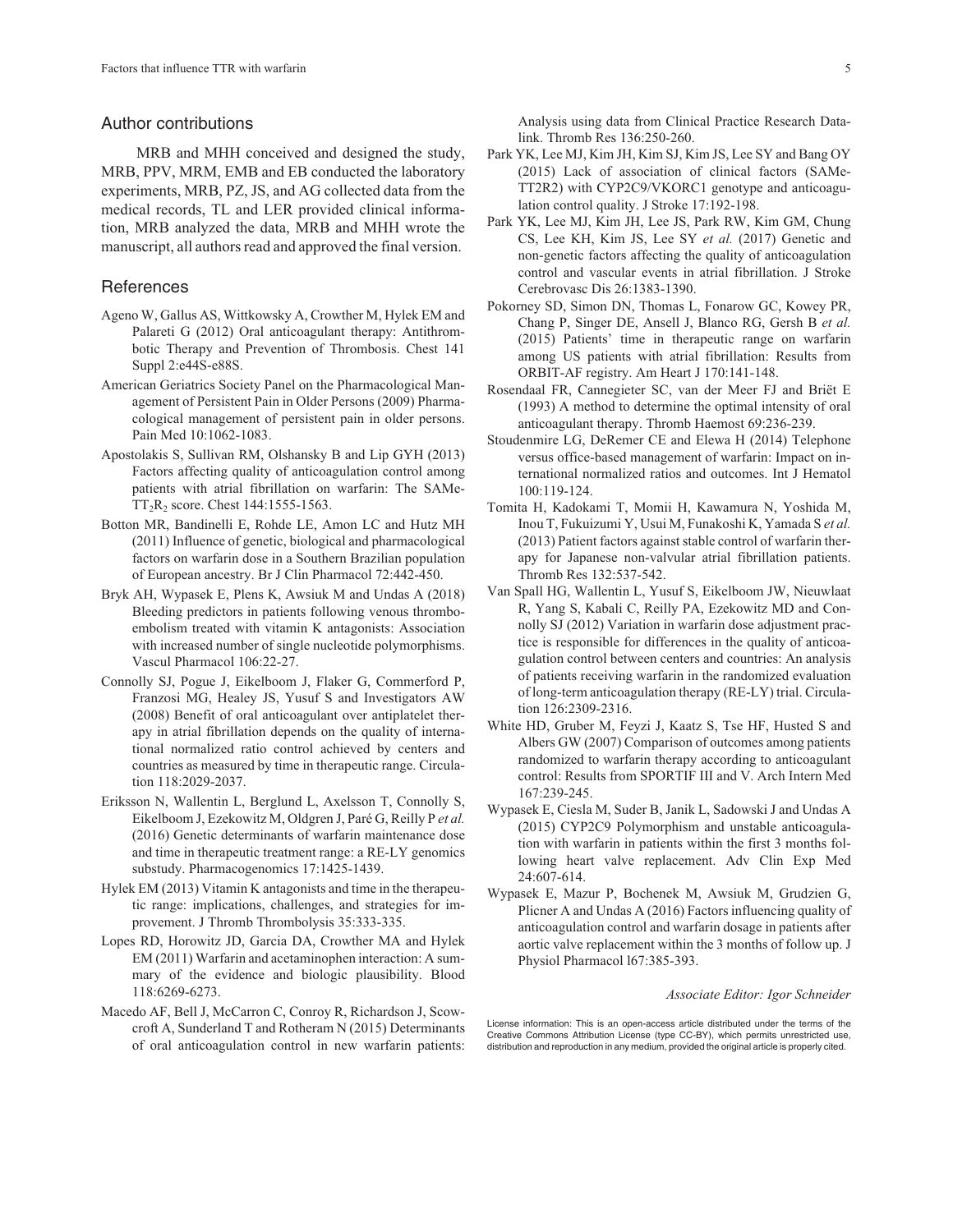## Author contributions

MRB and MHH conceived and designed the study, MRB, PPV, MRM, EMB and EB conducted the laboratory experiments, MRB, PZ, JS, and AG collected data from the medical records, TL and LER provided clinical information, MRB analyzed the data, MRB and MHH wrote the manuscript, all authors read and approved the final version.

## References

Ageno W, Gallus AS, Wittkowsky A, Crowther M, Hylek EM and Palareti G (2012) Oral anticoagulant therapy: Antithrombotic Therapy and Prevention of Thrombosis. Chest 141 Suppl 2:e44S-e88S.

American Geriatrics Society Panel on the Pharmacological Management of Persistent Pain in Older Persons (2009) Pharmacological management of persistent pain in older persons. Pain Med 10:1062-1083.

Apostolakis S, Sullivan RM, Olshansky B and Lip GYH (2013) Factors affecting quality of anticoagulation control among patients with atrial fibrillation on warfarin: The SAMe-$TT_2R_2$ score. Chest 144:1555-1563.

Botton MR, Bandinelli E, Rohde LE, Amon LC and Hutz MH (2011) Influence of genetic, biological and pharmacological factors on warfarin dose in a Southern Brazilian population of European ancestry. Br J Clin Pharmacol 72:442-450.

Bryk AH, Wypasek E, Plens K, Awsiuk M and Undas A (2018) Bleeding predictors in patients following venous thromboembolism treated with vitamin K antagonists: Association with increased number of single nucleotide polymorphisms. Vascul Pharmacol 106:22-27.

Connolly SJ, Pogue J, Eikelboom J, Flaker G, Commerford P, Franzosi MG, Healey JS, Yusuf S and Investigators AW (2008) Benefit of oral anticoagulant over antiplatelet therapy in atrial fibrillation depends on the quality of international normalized ratio control achieved by centers and countries as measured by time in therapeutic range. Circulation 118:2029-2037.

Eriksson N, Wallentin L, Berglund L, Axelsson T, Connolly S, Eikelboom J, Ezekowitz M, Oldgren J, Paré G, Reilly P *et al.* (2016) Genetic determinants of warfarin maintenance dose and time in therapeutic treatment range: a RE-LY genomics substudy. Pharmacogenomics 17:1425-1439.

Hylek EM (2013) Vitamin K antagonists and time in the therapeutic range: implications, challenges, and strategies for improvement. J Thromb Thrombolysis 35:333-335.

Lopes RD, Horowitz JD, Garcia DA, Crowther MA and Hylek EM (2011) Warfarin and acetaminophen interaction: A summary of the evidence and biologic plausibility. Blood 118:6269-6273.

Macedo AF, Bell J, McCarron C, Conroy R, Richardson J, Scowcroft A, Sunderland T and Rotheram N (2015) Determinants of oral anticoagulation control in new warfarin patients: Analysis using data from Clinical Practice Research Datalink. Thromb Res 136:250-260.

Park YK, Lee MJ, Kim JH, Kim SJ, Kim JS, Lee SY and Bang OY (2015) Lack of association of clinical factors (SAMe-TT2R2) with CYP2C9/VKORC1 genotype and anticoagulation control quality. J Stroke 17:192-198.

Park YK, Lee MJ, Kim JH, Lee JS, Park RW, Kim GM, Chung CS, Lee KH, Kim JS, Lee SY *et al.* (2017) Genetic and non-genetic factors affecting the quality of anticoagulation control and vascular events in atrial fibrillation. J Stroke Cerebrovasc Dis 26:1383-1390.

Pokorney SD, Simon DN, Thomas L, Fonarow GC, Kowey PR, Chang P, Singer DE, Ansell J, Blanco RG, Gersh B *et al.* (2015) Patients' time in therapeutic range on warfarin among US patients with atrial fibrillation: Results from ORBIT-AF registry. Am Heart J 170:141-148.

Rosendaal FR, Cannegieter SC, van der Meer FJ and Briët E (1993) A method to determine the optimal intensity of oral anticoagulant therapy. Thromb Haemost 69:236-239.

Stoudenmire LG, DeRemer CE and Elewa H (2014) Telephone versus office-based management of warfarin: Impact on international normalized ratios and outcomes. Int J Hematol 100:119-124.

Tomita H, Kadokami T, Momii H, Kawamura N, Yoshida M, Inou T, Fukuizumi Y, Usui M, Funakoshi K, Yamada S *et al.* (2013) Patient factors against stable control of warfarin therapy for Japanese non-valvular atrial fibrillation patients. Thromb Res 132:537-542.

Van Spall HG, Wallentin L, Yusuf S, Eikelboom JW, Nieuwlaat R, Yang S, Kabali C, Reilly PA, Ezekowitz MD and Connolly SJ (2012) Variation in warfarin dose adjustment practice is responsible for differences in the quality of anticoagulation control between centers and countries: An analysis of patients receiving warfarin in the randomized evaluation of long-term anticoagulation therapy (RE-LY) trial. Circulation 126:2309-2316.

White HD, Gruber M, Feyzi J, Kaatz S, Tse HF, Husted S and Albers GW (2007) Comparison of outcomes among patients randomized to warfarin therapy according to anticoagulant control: Results from SPORTIF III and V. Arch Intern Med 167:239-245.

Wypasek E, Ciesla M, Suder B, Janik L, Sadowski J and Undas A (2015) CYP2C9 Polymorphism and unstable anticoagulation with warfarin in patients within the first 3 months following heart valve replacement. Adv Clin Exp Med 24:607-614.

Wypasek E, Mazur P, Bochenek M, Awsiuk M, Grudzien G, Plicner A and Undas A (2016) Factors influencing quality of anticoagulation control and warfarin dosage in patients after aortic valve replacement within the 3 months of follow up. J Physiol Pharmacol l67:385-393.

*Associate Editor: Igor Schneider*

License information: This is an open-access article distributed under the terms of the Creative Commons Attribution License (type CC-BY), which permits unrestricted use, distribution and reproduction in any medium, provided the original article is properly cited.